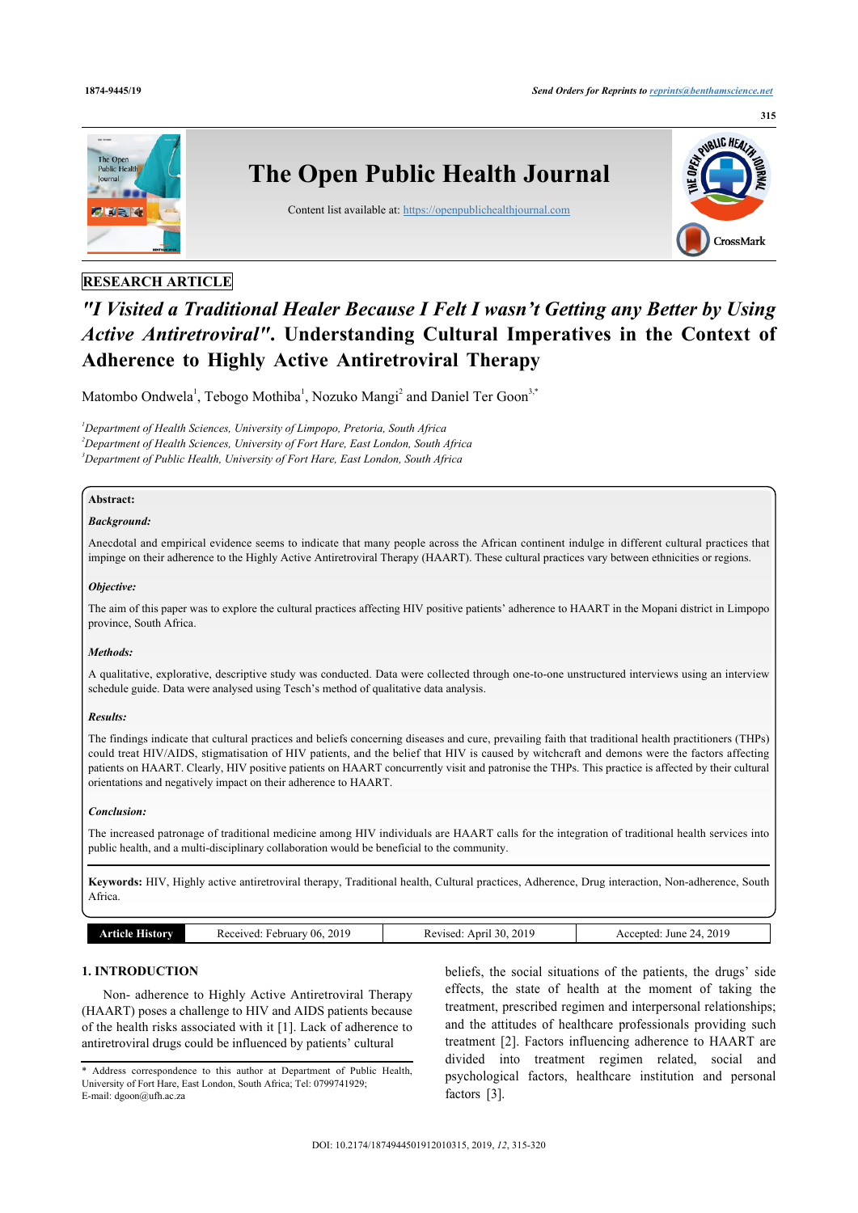RESEARCH ARTICLE

# *"I Visited a Traditional Healer Because I Felt I wasn't Getting any Better by Using Active Antiretroviral"*. Understanding Cultural Imperatives in the Context of Adherence to Highly Active Antiretroviral Therapy

Matombo Ondwela[1], Tebogo Mothiba[1], Nozuko Mangi[2] and Daniel Ter Goon[3,*]

[1]*Department of Health Sciences, University of Limpopo, Pretoria, South Africa*
[2]*Department of Health Sciences, University of Fort Hare, East London, South Africa*
[3]*Department of Public Health, University of Fort Hare, East London, South Africa*

**Abstract:**

***Background:***

Anecdotal and empirical evidence seems to indicate that many people across the African continent indulge in different cultural practices that impinge on their adherence to the Highly Active Antiretroviral Therapy (HAART). These cultural practices vary between ethnicities or regions.

***Objective:***

The aim of this paper was to explore the cultural practices affecting HIV positive patients' adherence to HAART in the Mopani district in Limpopo province, South Africa.

***Methods:***

A qualitative, explorative, descriptive study was conducted. Data were collected through one-to-one unstructured interviews using an interview schedule guide. Data were analysed using Tesch's method of qualitative data analysis.

***Results:***

The findings indicate that cultural practices and beliefs concerning diseases and cure, prevailing faith that traditional health practitioners (THPs) could treat HIV/AIDS, stigmatisation of HIV patients, and the belief that HIV is caused by witchcraft and demons were the factors affecting patients on HAART. Clearly, HIV positive patients on HAART concurrently visit and patronise the THPs. This practice is affected by their cultural orientations and negatively impact on their adherence to HAART.

***Conclusion:***

The increased patronage of traditional medicine among HIV individuals are HAART calls for the integration of traditional health services into public health, and a multi-disciplinary collaboration would be beneficial to the community.

**Keywords:** HIV, Highly active antiretroviral therapy, Traditional health, Cultural practices, Adherence, Drug interaction, Non-adherence, South Africa.

| Article History | Received: February 06, 2019 | Revised: April 30, 2019 | Accepted: June 24, 2019 |
|---|---|---|---|

## 1. INTRODUCTION

Non- adherence to Highly Active Antiretroviral Therapy (HAART) poses a challenge to HIV and AIDS patients because of the health risks associated with it [1]. Lack of adherence to antiretroviral drugs could be influenced by patients' cultural beliefs, the social situations of the patients, the drugs' side effects, the state of health at the moment of taking the treatment, prescribed regimen and interpersonal relationships; and the attitudes of healthcare professionals providing such treatment [2]. Factors influencing adherence to HAART are divided into treatment regimen related, social and psychological factors, healthcare institution and personal factors [3].

\* Address correspondence to this author at Department of Public Health, University of Fort Hare, East London, South Africa; Tel: 0799741929; E-mail: dgoon@ufh.ac.za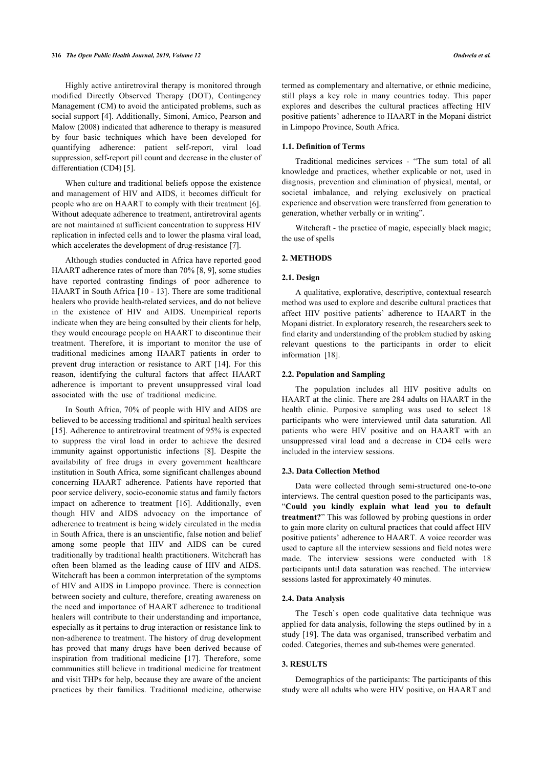Highly active antiretroviral therapy is monitored through modified Directly Observed Therapy (DOT), Contingency Management (CM) to avoid the anticipated problems, such as social support [4]. Additionally, Simoni, Amico, Pearson and Malow (2008) indicated that adherence to therapy is measured by four basic techniques which have been developed for quantifying adherence: patient self-report, viral load suppression, self-report pill count and decrease in the cluster of differentiation (CD4) [5].

When culture and traditional beliefs oppose the existence and management of HIV and AIDS, it becomes difficult for people who are on HAART to comply with their treatment [6]. Without adequate adherence to treatment, antiretroviral agents are not maintained at sufficient concentration to suppress HIV replication in infected cells and to lower the plasma viral load, which accelerates the development of drug-resistance [7].

Although studies conducted in Africa have reported good HAART adherence rates of more than 70% [8, 9], some studies have reported contrasting findings of poor adherence to HAART in South Africa [10 - 13]. There are some traditional healers who provide health-related services, and do not believe in the existence of HIV and AIDS. Unempirical reports indicate when they are being consulted by their clients for help, they would encourage people on HAART to discontinue their treatment. Therefore, it is important to monitor the use of traditional medicines among HAART patients in order to prevent drug interaction or resistance to ART [14]. For this reason, identifying the cultural factors that affect HAART adherence is important to prevent unsuppressed viral load associated with the use of traditional medicine.

In South Africa, 70% of people with HIV and AIDS are believed to be accessing traditional and spiritual health services [15]. Adherence to antiretroviral treatment of 95% is expected to suppress the viral load in order to achieve the desired immunity against opportunistic infections [8]. Despite the availability of free drugs in every government healthcare institution in South Africa, some significant challenges abound concerning HAART adherence. Patients have reported that poor service delivery, socio-economic status and family factors impact on adherence to treatment [16]. Additionally, even though HIV and AIDS advocacy on the importance of adherence to treatment is being widely circulated in the media in South Africa, there is an unscientific, false notion and belief among some people that HIV and AIDS can be cured traditionally by traditional health practitioners. Witchcraft has often been blamed as the leading cause of HIV and AIDS. Witchcraft has been a common interpretation of the symptoms of HIV and AIDS in Limpopo province. There is connection between society and culture, therefore, creating awareness on the need and importance of HAART adherence to traditional healers will contribute to their understanding and importance, especially as it pertains to drug interaction or resistance link to non-adherence to treatment. The history of drug development has proved that many drugs have been derived because of inspiration from traditional medicine [17]. Therefore, some communities still believe in traditional medicine for treatment and visit THPs for help, because they are aware of the ancient practices by their families. Traditional medicine, otherwise termed as complementary and alternative, or ethnic medicine, still plays a key role in many countries today. This paper explores and describes the cultural practices affecting HIV positive patients' adherence to HAART in the Mopani district in Limpopo Province, South Africa.

### 1.1. Definition of Terms

Traditional medicines services - "The sum total of all knowledge and practices, whether explicable or not, used in diagnosis, prevention and elimination of physical, mental, or societal imbalance, and relying exclusively on practical experience and observation were transferred from generation to generation, whether verbally or in writing".

Witchcraft - the practice of magic, especially black magic; the use of spells

## 2. METHODS

### 2.1. Design

A qualitative, explorative, descriptive, contextual research method was used to explore and describe cultural practices that affect HIV positive patients' adherence to HAART in the Mopani district. In exploratory research, the researchers seek to find clarity and understanding of the problem studied by asking relevant questions to the participants in order to elicit information [18].

### 2.2. Population and Sampling

The population includes all HIV positive adults on HAART at the clinic. There are 284 adults on HAART in the health clinic. Purposive sampling was used to select 18 participants who were interviewed until data saturation. All patients who were HIV positive and on HAART with an unsuppressed viral load and a decrease in CD4 cells were included in the interview sessions.

### 2.3. Data Collection Method

Data were collected through semi-structured one-to-one interviews. The central question posed to the participants was, "**Could you kindly explain what lead you to default treatment?**" This was followed by probing questions in order to gain more clarity on cultural practices that could affect HIV positive patients' adherence to HAART. A voice recorder was used to capture all the interview sessions and field notes were made. The interview sessions were conducted with 18 participants until data saturation was reached. The interview sessions lasted for approximately 40 minutes.

### 2.4. Data Analysis

The Tesch`s open code qualitative data technique was applied for data analysis, following the steps outlined by in a study [19]. The data was organised, transcribed verbatim and coded. Categories, themes and sub-themes were generated.

## 3. RESULTS

Demographics of the participants: The participants of this study were all adults who were HIV positive, on HAART and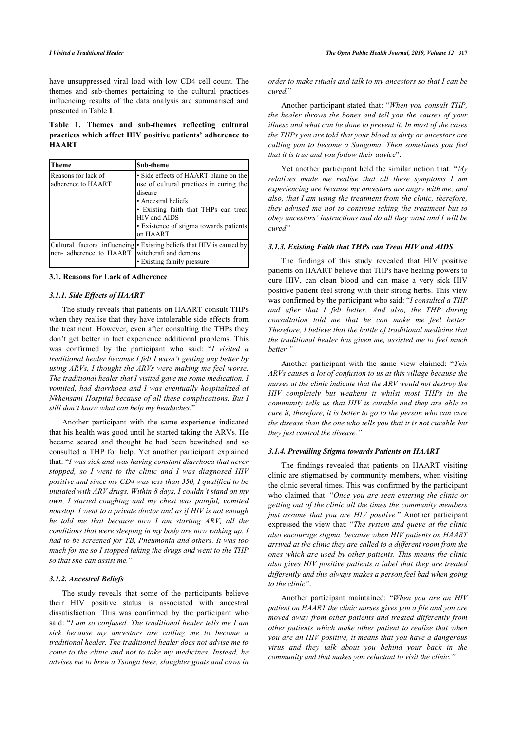have unsuppressed viral load with low CD4 cell count. The themes and sub-themes pertaining to the cultural practices influencing results of the data analysis are summarised and presented in Table **1**.

**Table 1. Themes and sub-themes reflecting cultural practices which affect HIV positive patients' adherence to HAART**

| Theme | Sub-theme |
|---|---|
| Reasons for lack of adherence to HAART | • Side effects of HAART blame on the use of cultural practices in curing the disease<br>• Ancestral beliefs<br>• Existing faith that THPs can treat HIV and AIDS<br>• Existence of stigma towards patients on HAART |
| Cultural factors influencing non- adherence to HAART | • Existing beliefs that HIV is caused by witchcraft and demons<br>• Existing family pressure |

### 3.1. Reasons for Lack of Adherence

#### *3.1.1. Side Effects of HAART*

The study reveals that patients on HAART consult THPs when they realise that they have intolerable side effects from the treatment. However, even after consulting the THPs they don't get better in fact experience additional problems. This was confirmed by the participant who said: "*I visited a traditional healer because I felt I wasn't getting any better by using ARVs. I thought the ARVs were making me feel worse. The traditional healer that I visited gave me some medication. I vomited, had diarrhoea and I was eventually hospitalized at Nkhensani Hospital because of all these complications. But I still don't know what can help my headaches.*"

Another participant with the same experience indicated that his health was good until he started taking the ARVs. He became scared and thought he had been bewitched and so consulted a THP for help. Yet another participant explained that: "*I was sick and was having constant diarrhoea that never stopped, so I went to the clinic and I was diagnosed HIV positive and since my CD4 was less than 350, I qualified to be initiated with ARV drugs. Within 8 days, I couldn't stand on my own, I started coughing and my chest was painful, vomited nonstop. I went to a private doctor and as if HIV is not enough he told me that because now I am starting ARV, all the conditions that were sleeping in my body are now waking up. I had to be screened for TB, Pneumonia and others. It was too much for me so I stopped taking the drugs and went to the THP so that she can assist me.*"

#### *3.1.2. Ancestral Beliefs*

The study reveals that some of the participants believe their HIV positive status is associated with ancestral dissatisfaction. This was confirmed by the participant who said: "*I am so confused. The traditional healer tells me I am sick because my ancestors are calling me to become a traditional healer. The traditional healer does not advise me to come to the clinic and not to take my medicines. Instead, he advises me to brew a Tsonga beer, slaughter goats and cows in order to make rituals and talk to my ancestors so that I can be cured.*"

Another participant stated that: "*When you consult THP, the healer throws the bones and tell you the causes of your illness and what can be done to prevent it. In most of the cases the THPs you are told that your blood is dirty or ancestors are calling you to become a Sangoma. Then sometimes you feel that it is true and you follow their advice*".

Yet another participant held the similar notion that: "*My relatives made me realise that all these symptoms I am experiencing are because my ancestors are angry with me; and also, that I am using the treatment from the clinic, therefore, they advised me not to continue taking the treatment but to obey ancestors' instructions and do all they want and I will be cured*"

#### *3.1.3. Existing Faith that THPs can Treat HIV and AIDS*

The findings of this study revealed that HIV positive patients on HAART believe that THPs have healing powers to cure HIV, can clean blood and can make a very sick HIV positive patient feel strong with their strong herbs. This view was confirmed by the participant who said: "*I consulted a THP and after that I felt better. And also, the THP during consultation told me that he can make me feel better. Therefore, I believe that the bottle of traditional medicine that the traditional healer has given me, assisted me to feel much better.*"

Another participant with the same view claimed: "*This ARVs causes a lot of confusion to us at this village because the nurses at the clinic indicate that the ARV would not destroy the HIV completely but weakens it whilst most THPs in the community tells us that HIV is curable and they are able to cure it, therefore, it is better to go to the person who can cure the disease than the one who tells you that it is not curable but they just control the disease.*"

#### *3.1.4. Prevailing Stigma towards Patients on HAART*

The findings revealed that patients on HAART visiting clinic are stigmatised by community members, when visiting the clinic several times. This was confirmed by the participant who claimed that: "*Once you are seen entering the clinic or getting out of the clinic all the times the community members just assume that you are HIV positive.*" Another participant expressed the view that: "*The system and queue at the clinic also encourage stigma, because when HIV patients on HAART arrived at the clinic they are called to a different room from the ones which are used by other patients. This means the clinic also gives HIV positive patients a label that they are treated differently and this always makes a person feel bad when going to the clinic*".

Another participant maintained: "*When you are an HIV patient on HAART the clinic nurses gives you a file and you are moved away from other patients and treated differently from other patients which make other patient to realize that when you are an HIV positive, it means that you have a dangerous virus and they talk about you behind your back in the community and that makes you reluctant to visit the clinic.*"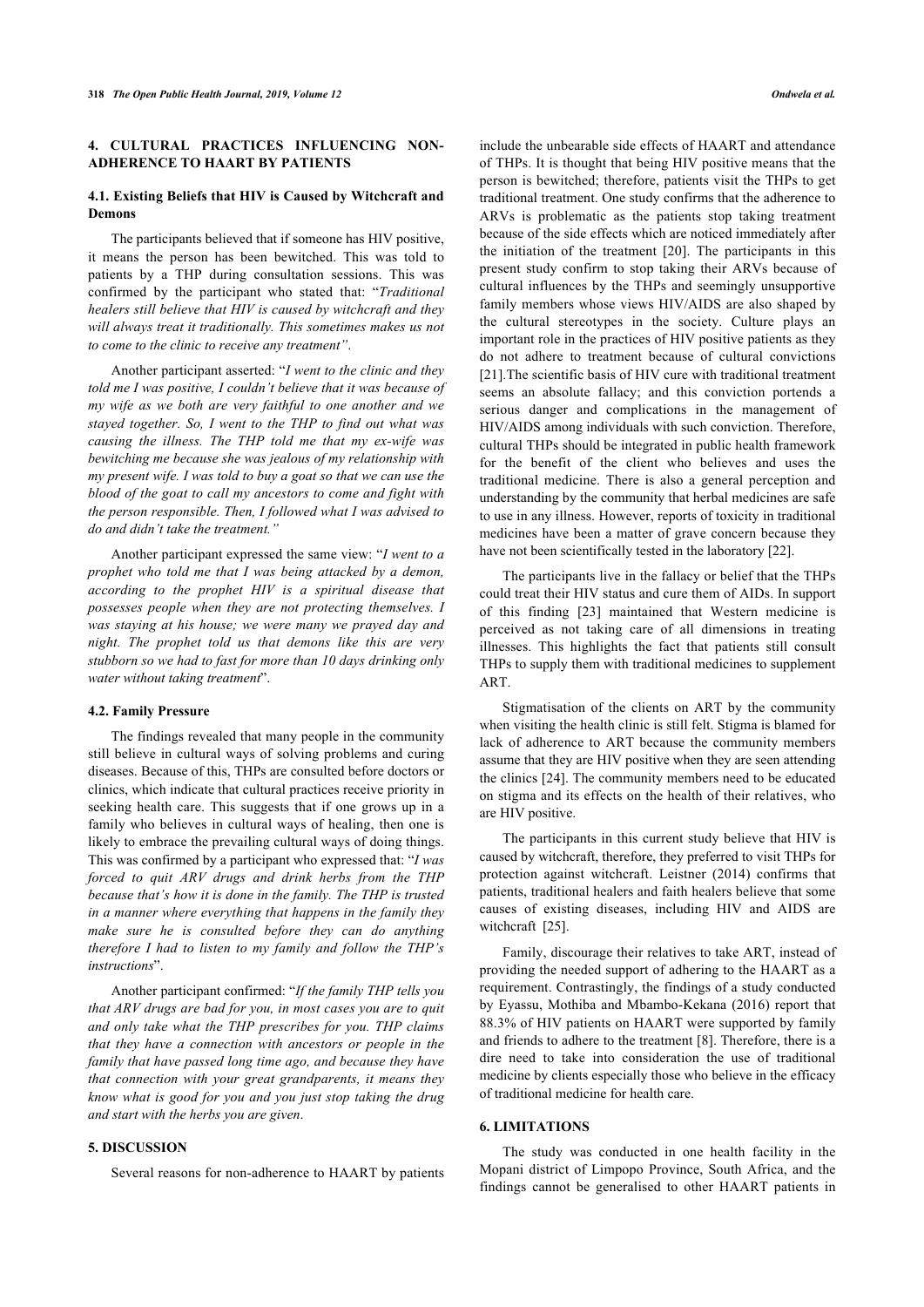## 4. CULTURAL PRACTICES INFLUENCING NON-ADHERENCE TO HAART BY PATIENTS

### 4.1. Existing Beliefs that HIV is Caused by Witchcraft and Demons

The participants believed that if someone has HIV positive, it means the person has been bewitched. This was told to patients by a THP during consultation sessions. This was confirmed by the participant who stated that: "*Traditional healers still believe that HIV is caused by witchcraft and they will always treat it traditionally. This sometimes makes us not to come to the clinic to receive any treatment"*.

Another participant asserted: "*I went to the clinic and they told me I was positive, I couldn't believe that it was because of my wife as we both are very faithful to one another and we stayed together. So, I went to the THP to find out what was causing the illness. The THP told me that my ex-wife was bewitching me because she was jealous of my relationship with my present wife. I was told to buy a goat so that we can use the blood of the goat to call my ancestors to come and fight with the person responsible. Then, I followed what I was advised to do and didn't take the treatment."*

Another participant expressed the same view: "*I went to a prophet who told me that I was being attacked by a demon, according to the prophet HIV is a spiritual disease that possesses people when they are not protecting themselves. I was staying at his house; we were many we prayed day and night. The prophet told us that demons like this are very stubborn so we had to fast for more than 10 days drinking only water without taking treatment*".

### 4.2. Family Pressure

The findings revealed that many people in the community still believe in cultural ways of solving problems and curing diseases. Because of this, THPs are consulted before doctors or clinics, which indicate that cultural practices receive priority in seeking health care. This suggests that if one grows up in a family who believes in cultural ways of healing, then one is likely to embrace the prevailing cultural ways of doing things. This was confirmed by a participant who expressed that: "*I was forced to quit ARV drugs and drink herbs from the THP because that's how it is done in the family. The THP is trusted in a manner where everything that happens in the family they make sure he is consulted before they can do anything therefore I had to listen to my family and follow the THP's instructions*".

Another participant confirmed: "*If the family THP tells you that ARV drugs are bad for you, in most cases you are to quit and only take what the THP prescribes for you. THP claims that they have a connection with ancestors or people in the family that have passed long time ago, and because they have that connection with your great grandparents, it means they know what is good for you and you just stop taking the drug and start with the herbs you are given*.

## 5. DISCUSSION

Several reasons for non-adherence to HAART by patients include the unbearable side effects of HAART and attendance of THPs. It is thought that being HIV positive means that the person is bewitched; therefore, patients visit the THPs to get traditional treatment. One study confirms that the adherence to ARVs is problematic as the patients stop taking treatment because of the side effects which are noticed immediately after the initiation of the treatment [20]. The participants in this present study confirm to stop taking their ARVs because of cultural influences by the THPs and seemingly unsupportive family members whose views HIV/AIDS are also shaped by the cultural stereotypes in the society. Culture plays an important role in the practices of HIV positive patients as they do not adhere to treatment because of cultural convictions [21].The scientific basis of HIV cure with traditional treatment seems an absolute fallacy; and this conviction portends a serious danger and complications in the management of HIV/AIDS among individuals with such conviction. Therefore, cultural THPs should be integrated in public health framework for the benefit of the client who believes and uses the traditional medicine. There is also a general perception and understanding by the community that herbal medicines are safe to use in any illness. However, reports of toxicity in traditional medicines have been a matter of grave concern because they have not been scientifically tested in the laboratory [22].

The participants live in the fallacy or belief that the THPs could treat their HIV status and cure them of AIDs. In support of this finding [23] maintained that Western medicine is perceived as not taking care of all dimensions in treating illnesses. This highlights the fact that patients still consult THPs to supply them with traditional medicines to supplement ART.

Stigmatisation of the clients on ART by the community when visiting the health clinic is still felt. Stigma is blamed for lack of adherence to ART because the community members assume that they are HIV positive when they are seen attending the clinics [24]. The community members need to be educated on stigma and its effects on the health of their relatives, who are HIV positive.

The participants in this current study believe that HIV is caused by witchcraft, therefore, they preferred to visit THPs for protection against witchcraft. Leistner (2014) confirms that patients, traditional healers and faith healers believe that some causes of existing diseases, including HIV and AIDS are witchcraft [25].

Family, discourage their relatives to take ART, instead of providing the needed support of adhering to the HAART as a requirement. Contrastingly, the findings of a study conducted by Eyassu, Mothiba and Mbambo-Kekana (2016) report that 88.3% of HIV patients on HAART were supported by family and friends to adhere to the treatment [8]. Therefore, there is a dire need to take into consideration the use of traditional medicine by clients especially those who believe in the efficacy of traditional medicine for health care.

## 6. LIMITATIONS

The study was conducted in one health facility in the Mopani district of Limpopo Province, South Africa, and the findings cannot be generalised to other HAART patients in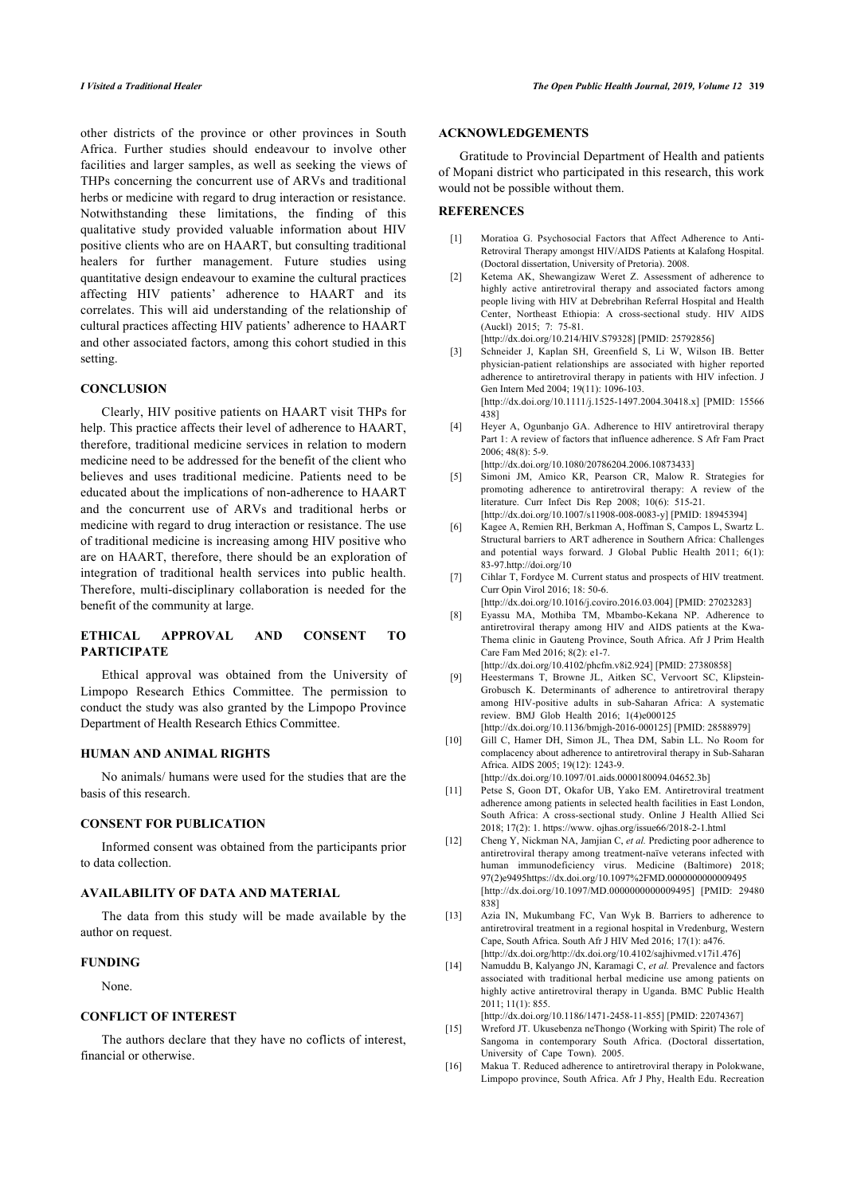other districts of the province or other provinces in South Africa. Further studies should endeavour to involve other facilities and larger samples, as well as seeking the views of THPs concerning the concurrent use of ARVs and traditional herbs or medicine with regard to drug interaction or resistance. Notwithstanding these limitations, the finding of this qualitative study provided valuable information about HIV positive clients who are on HAART, but consulting traditional healers for further management. Future studies using quantitative design endeavour to examine the cultural practices affecting HIV patients' adherence to HAART and its correlates. This will aid understanding of the relationship of cultural practices affecting HIV patients' adherence to HAART and other associated factors, among this cohort studied in this setting.

## CONCLUSION

Clearly, HIV positive patients on HAART visit THPs for help. This practice affects their level of adherence to HAART, therefore, traditional medicine services in relation to modern medicine need to be addressed for the benefit of the client who believes and uses traditional medicine. Patients need to be educated about the implications of non-adherence to HAART and the concurrent use of ARVs and traditional herbs or medicine with regard to drug interaction or resistance. The use of traditional medicine is increasing among HIV positive who are on HAART, therefore, there should be an exploration of integration of traditional health services into public health. Therefore, multi-disciplinary collaboration is needed for the benefit of the community at large.

## ETHICAL APPROVAL AND CONSENT TO PARTICIPATE

Ethical approval was obtained from the University of Limpopo Research Ethics Committee. The permission to conduct the study was also granted by the Limpopo Province Department of Health Research Ethics Committee.

## HUMAN AND ANIMAL RIGHTS

No animals/ humans were used for the studies that are the basis of this research.

## CONSENT FOR PUBLICATION

Informed consent was obtained from the participants prior to data collection.

## AVAILABILITY OF DATA AND MATERIAL

The data from this study will be made available by the author on request.

## FUNDING

None.

## CONFLICT OF INTEREST

The authors declare that they have no coflicts of interest, financial or otherwise.

## ACKNOWLEDGEMENTS

Gratitude to Provincial Department of Health and patients of Mopani district who participated in this research, this work would not be possible without them.

## REFERENCES

[1] Moratioa G. Psychosocial Factors that Affect Adherence to Anti-Retroviral Therapy amongst HIV/AIDS Patients at Kalafong Hospital. (Doctoral dissertation, University of Pretoria). 2008.

[2] Ketema AK, Shewangizaw Weret Z. Assessment of adherence to highly active antiretroviral therapy and associated factors among people living with HIV at Debrebrihan Referral Hospital and Health Center, Northeast Ethiopia: A cross-sectional study. HIV AIDS (Auckl) 2015; 7: 75-81. [http://dx.doi.org/10.214/HIV.S79328] [PMID: 25792856]

[3] Schneider J, Kaplan SH, Greenfield S, Li W, Wilson IB. Better physician-patient relationships are associated with higher reported adherence to antiretroviral therapy in patients with HIV infection. J Gen Intern Med 2004; 19(11): 1096-103. [http://dx.doi.org/10.1111/j.1525-1497.2004.30418.x] [PMID: 15566438]

[4] Heyer A, Ogunbanjo GA. Adherence to HIV antiretroviral therapy Part 1: A review of factors that influence adherence. S Afr Fam Pract 2006; 48(8): 5-9. [http://dx.doi.org/10.1080/20786204.2006.10873433]

[5] Simoni JM, Amico KR, Pearson CR, Malow R. Strategies for promoting adherence to antiretroviral therapy: A review of the literature. Curr Infect Dis Rep 2008; 10(6): 515-21. [http://dx.doi.org/10.1007/s11908-008-0083-y] [PMID: 18945394]

[6] Kagee A, Remien RH, Berkman A, Hoffman S, Campos L, Swartz L. Structural barriers to ART adherence in Southern Africa: Challenges and potential ways forward. J Global Public Health 2011; 6(1): 83-97.http://doi.org/10

[7] Cihlar T, Fordyce M. Current status and prospects of HIV treatment. Curr Opin Virol 2016; 18: 50-6. [http://dx.doi.org/10.1016/j.coviro.2016.03.004] [PMID: 27023283]

[8] Eyassu MA, Mothiba TM, Mbambo-Kekana NP. Adherence to antiretroviral therapy among HIV and AIDS patients at the Kwa-Thema clinic in Gauteng Province, South Africa. Afr J Prim Health Care Fam Med 2016; 8(2): e1-7. [http://dx.doi.org/10.4102/phcfm.v8i2.924] [PMID: 27380858]

[9] Heestermans T, Browne JL, Aitken SC, Vervoort SC, Klipstein-Grobusch K. Determinants of adherence to antiretroviral therapy among HIV-positive adults in sub-Saharan Africa: A systematic review. BMJ Glob Health 2016; 1(4)e000125 [http://dx.doi.org/10.1136/bmjgh-2016-000125] [PMID: 28588979]

[10] Gill C, Hamer DH, Simon JL, Thea DM, Sabin LL. No Room for complacency about adherence to antiretroviral therapy in Sub-Saharan Africa. AIDS 2005; 19(12): 1243-9. [http://dx.doi.org/10.1097/01.aids.0000180094.04652.3b]

[11] Petse S, Goon DT, Okafor UB, Yako EM. Antiretroviral treatment adherence among patients in selected health facilities in East London, South Africa: A cross-sectional study. Online J Health Allied Sci 2018; 17(2): 1. https://www. ojhas.org/issue66/2018-2-1.html

[12] Cheng Y, Nickman NA, Jamjian C, *et al.* Predicting poor adherence to antiretroviral therapy among treatment-naïve veterans infected with human immunodeficiency virus. Medicine (Baltimore) 2018; 97(2)e9495https://dx.doi.org/10.1097%2FMD.0000000000009495 [http://dx.doi.org/10.1097/MD.0000000000009495] [PMID: 29480838]

[13] Azia IN, Mukumbang FC, Van Wyk B. Barriers to adherence to antiretroviral treatment in a regional hospital in Vredenburg, Western Cape, South Africa. South Afr J HIV Med 2016; 17(1): a476. [http://dx.doi.org/http://dx.doi.org/10.4102/sajhivmed.v17i1.476]

[14] Namuddu B, Kalyango JN, Karamagi C, *et al.* Prevalence and factors associated with traditional herbal medicine use among patients on highly active antiretroviral therapy in Uganda. BMC Public Health 2011; 11(1): 855. [http://dx.doi.org/10.1186/1471-2458-11-855] [PMID: 22074367]

[15] Wreford JT. Ukusebenza neThongo (Working with Spirit) The role of Sangoma in contemporary South Africa. (Doctoral dissertation, University of Cape Town). 2005.

[16] Makua T. Reduced adherence to antiretroviral therapy in Polokwane, Limpopo province, South Africa. Afr J Phy, Health Edu. Recreation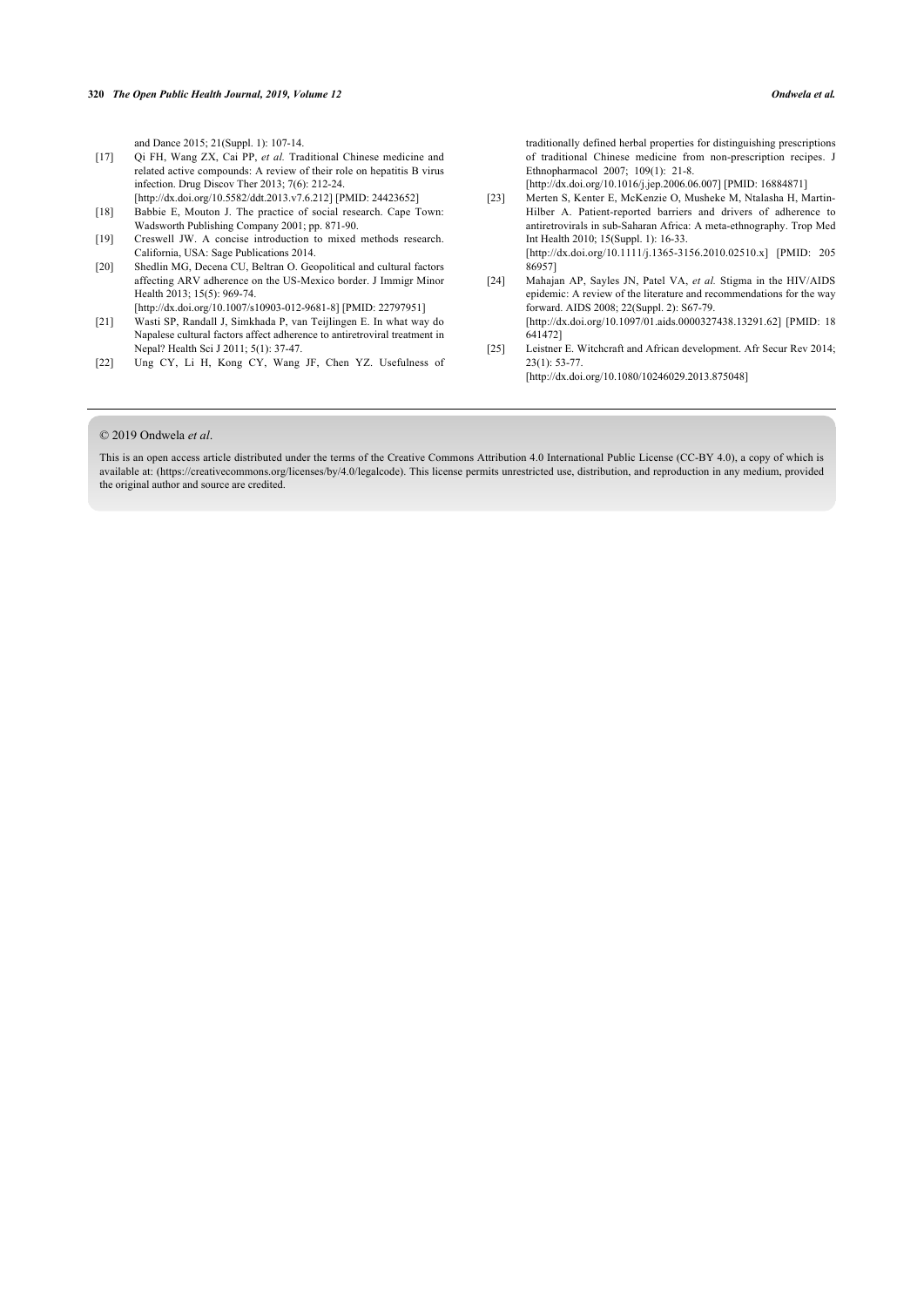and Dance 2015; 21(Suppl. 1): 107-14.

[17] Qi FH, Wang ZX, Cai PP, *et al.* Traditional Chinese medicine and related active compounds: A review of their role on hepatitis B virus infection. Drug Discov Ther 2013; 7(6): 212-24. [http://dx.doi.org/10.5582/ddt.2013.v7.6.212] [PMID: 24423652]

[18] Babbie E, Mouton J. The practice of social research. Cape Town: Wadsworth Publishing Company 2001; pp. 871-90.

[19] Creswell JW. A concise introduction to mixed methods research. California, USA: Sage Publications 2014.

[20] Shedlin MG, Decena CU, Beltran O. Geopolitical and cultural factors affecting ARV adherence on the US-Mexico border. J Immigr Minor Health 2013; 15(5): 969-74. [http://dx.doi.org/10.1007/s10903-012-9681-8] [PMID: 22797951]

[21] Wasti SP, Randall J, Simkhada P, van Teijlingen E. In what way do Napalese cultural factors affect adherence to antiretroviral treatment in Nepal? Health Sci J 2011; 5(1): 37-47.

[22] Ung CY, Li H, Kong CY, Wang JF, Chen YZ. Usefulness of traditionally defined herbal properties for distinguishing prescriptions of traditional Chinese medicine from non-prescription recipes. J Ethnopharmacol 2007; 109(1): 21-8. [http://dx.doi.org/10.1016/j.jep.2006.06.007] [PMID: 16884871]

[23] Merten S, Kenter E, McKenzie O, Musheke M, Ntalasha H, Martin-Hilber A. Patient-reported barriers and drivers of adherence to antiretrovirals in sub-Saharan Africa: A meta-ethnography. Trop Med Int Health 2010; 15(Suppl. 1): 16-33. [http://dx.doi.org/10.1111/j.1365-3156.2010.02510.x] [PMID: 20586957]

[24] Mahajan AP, Sayles JN, Patel VA, *et al.* Stigma in the HIV/AIDS epidemic: A review of the literature and recommendations for the way forward. AIDS 2008; 22(Suppl. 2): S67-79. [http://dx.doi.org/10.1097/01.aids.0000327438.13291.62] [PMID: 18641472]

[25] Leistner E. Witchcraft and African development. Afr Secur Rev 2014; 23(1): 53-77. [http://dx.doi.org/10.1080/10246029.2013.875048]

© 2019 Ondwela *et al*.

This is an open access article distributed under the terms of the Creative Commons Attribution 4.0 International Public License (CC-BY 4.0), a copy of which is available at: (https://creativecommons.org/licenses/by/4.0/legalcode). This license permits unrestricted use, distribution, and reproduction in any medium, provided the original author and source are credited.